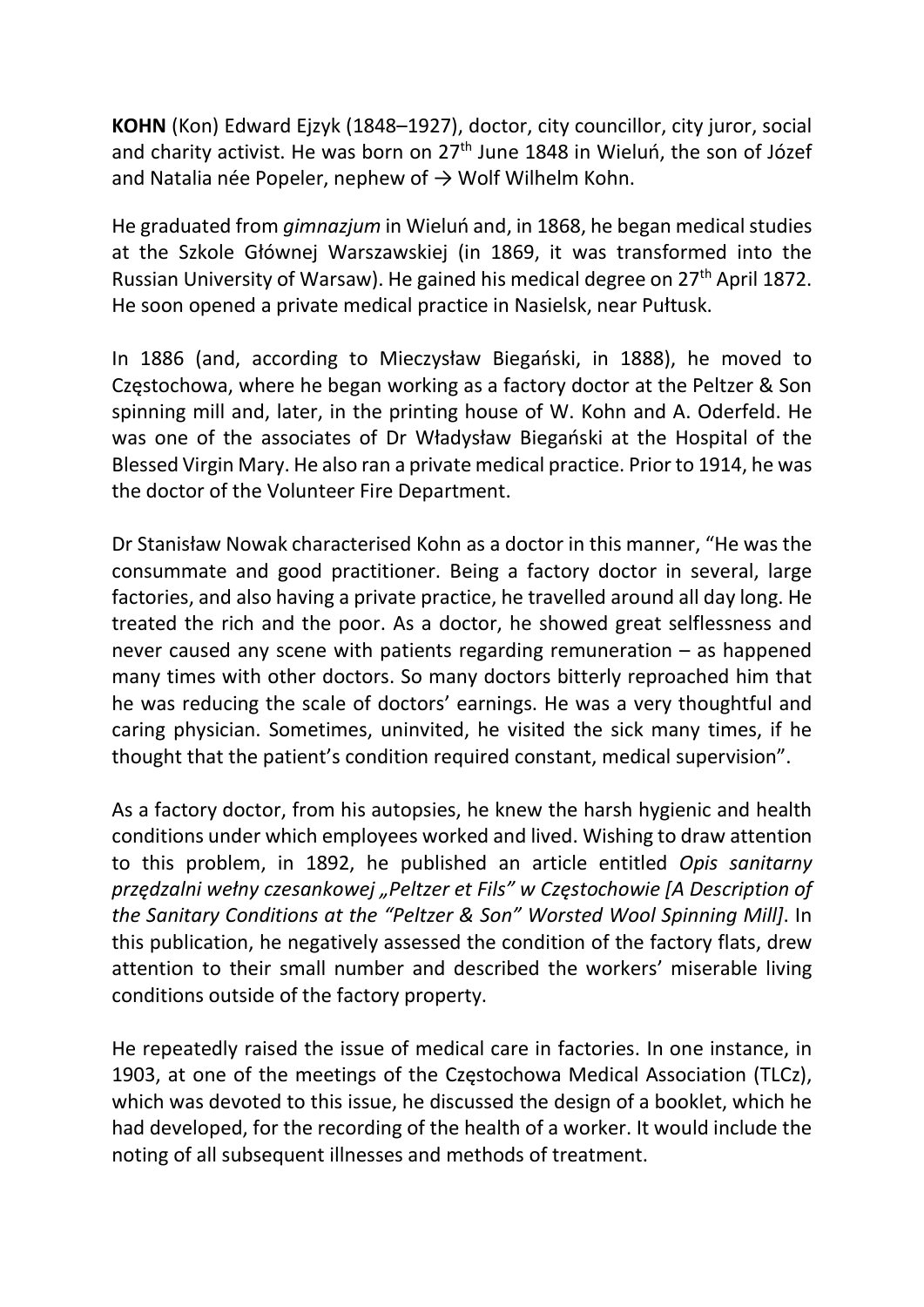**KOHN** (Kon) Edward Ejzyk (1848–1927), doctor, city councillor, city juror, social and charity activist. He was born on 27th June 1848 in Wieluń, the son of Józef and Natalia née Popeler, nephew of → Wolf Wilhelm Kohn.

He graduated from *gimnazjum* in Wieluń and, in 1868, he began medical studies at the Szkole Głównej Warszawskiej (in 1869, it was transformed into the Russian University of Warsaw). He gained his medical degree on 27th April 1872. He soon opened a private medical practice in Nasielsk, near Pułtusk.

In 1886 (and, according to Mieczysław Biegański, in 1888), he moved to Częstochowa, where he began working as a factory doctor at the Peltzer & Son spinning mill and, later, in the printing house of W. Kohn and A. Oderfeld. He was one of the associates of Dr Władysław Biegański at the Hospital of the Blessed Virgin Mary. He also ran a private medical practice. Prior to 1914, he was the doctor of the Volunteer Fire Department.

Dr Stanisław Nowak characterised Kohn as a doctor in this manner, "He was the consummate and good practitioner. Being a factory doctor in several, large factories, and also having a private practice, he travelled around all day long. He treated the rich and the poor. As a doctor, he showed great selflessness and never caused any scene with patients regarding remuneration – as happened many times with other doctors. So many doctors bitterly reproached him that he was reducing the scale of doctors' earnings. He was a very thoughtful and caring physician. Sometimes, uninvited, he visited the sick many times, if he thought that the patient's condition required constant, medical supervision".

As a factory doctor, from his autopsies, he knew the harsh hygienic and health conditions under which employees worked and lived. Wishing to draw attention to this problem, in 1892, he published an article entitled *Opis sanitarny przędzalni wełny czesankowej „Peltzer et Fils" w Częstochowie [A Description of the Sanitary Conditions at the "Peltzer & Son" Worsted Wool Spinning Mill]*. In this publication, he negatively assessed the condition of the factory flats, drew attention to their small number and described the workers' miserable living conditions outside of the factory property.

He repeatedly raised the issue of medical care in factories. In one instance, in 1903, at one of the meetings of the Częstochowa Medical Association (TLCz), which was devoted to this issue, he discussed the design of a booklet, which he had developed, for the recording of the health of a worker. It would include the noting of all subsequent illnesses and methods of treatment.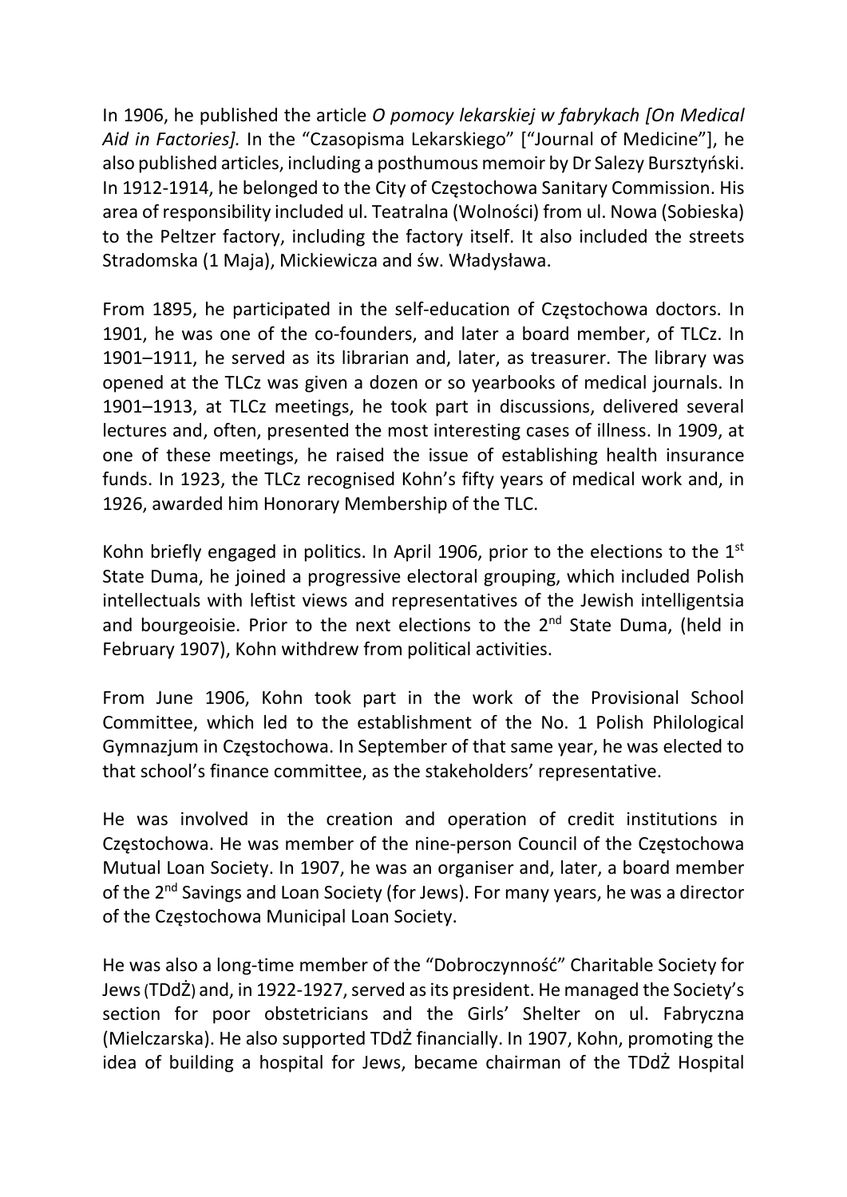In 1906, he published the article *O pomocy lekarskiej w fabrykach [On Medical Aid in Factories].* In the "Czasopisma Lekarskiego" ["Journal of Medicine"], he also published articles, including a posthumous memoir by Dr Salezy Bursztyński. In 1912-1914, he belonged to the City of Częstochowa Sanitary Commission. His area of responsibility included ul. Teatralna (Wolności) from ul. Nowa (Sobieska) to the Peltzer factory, including the factory itself. It also included the streets Stradomska (1 Maja), Mickiewicza and św. Władysława.

From 1895, he participated in the self-education of Częstochowa doctors. In 1901, he was one of the co-founders, and later a board member, of TLCz. In 1901–1911, he served as its librarian and, later, as treasurer. The library was opened at the TLCz was given a dozen or so yearbooks of medical journals. In 1901–1913, at TLCz meetings, he took part in discussions, delivered several lectures and, often, presented the most interesting cases of illness. In 1909, at one of these meetings, he raised the issue of establishing health insurance funds. In 1923, the TLCz recognised Kohn's fifty years of medical work and, in 1926, awarded him Honorary Membership of the TLC.

Kohn briefly engaged in politics. In April 1906, prior to the elections to the 1st State Duma, he joined a progressive electoral grouping, which included Polish intellectuals with leftist views and representatives of the Jewish intelligentsia and bourgeoisie. Prior to the next elections to the 2nd State Duma, (held in February 1907), Kohn withdrew from political activities.

From June 1906, Kohn took part in the work of the Provisional School Committee, which led to the establishment of the No. 1 Polish Philological Gymnazjum in Częstochowa. In September of that same year, he was elected to that school's finance committee, as the stakeholders' representative.

He was involved in the creation and operation of credit institutions in Częstochowa. He was member of the nine-person Council of the Częstochowa Mutual Loan Society. In 1907, he was an organiser and, later, a board member of the 2nd Savings and Loan Society (for Jews). For many years, he was a director of the Częstochowa Municipal Loan Society.

He was also a long-time member of the "Dobroczynność" Charitable Society for Jews (TDdŻ) and, in 1922-1927, served as its president. He managed the Society's section for poor obstetricians and the Girls' Shelter on ul. Fabryczna (Mielczarska). He also supported TDdŻ financially. In 1907, Kohn, promoting the idea of building a hospital for Jews, became chairman of the TDdŻ Hospital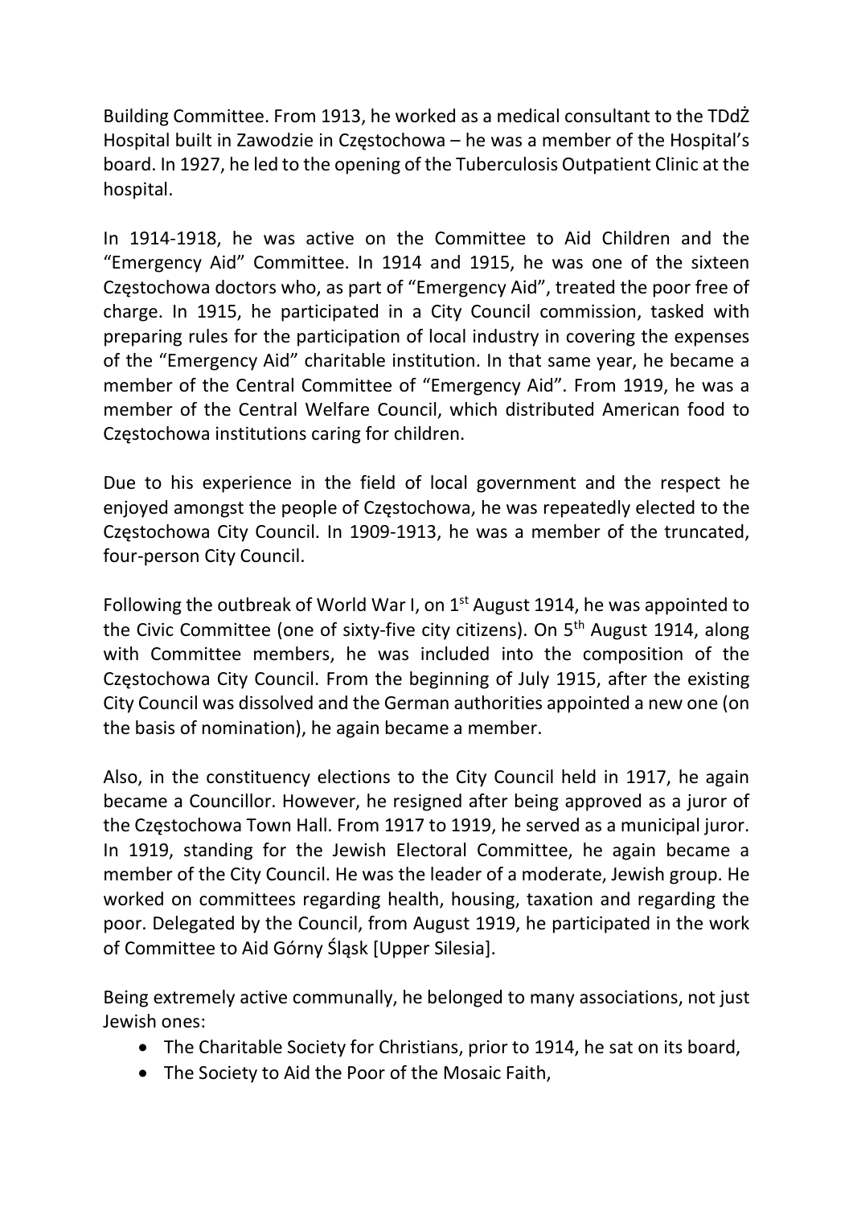Building Committee. From 1913, he worked as a medical consultant to the TDdŻ Hospital built in Zawodzie in Częstochowa – he was a member of the Hospital's board. In 1927, he led to the opening of the Tuberculosis Outpatient Clinic at the hospital.

In 1914-1918, he was active on the Committee to Aid Children and the "Emergency Aid" Committee. In 1914 and 1915, he was one of the sixteen Częstochowa doctors who, as part of "Emergency Aid", treated the poor free of charge. In 1915, he participated in a City Council commission, tasked with preparing rules for the participation of local industry in covering the expenses of the "Emergency Aid" charitable institution. In that same year, he became a member of the Central Committee of "Emergency Aid". From 1919, he was a member of the Central Welfare Council, which distributed American food to Częstochowa institutions caring for children.

Due to his experience in the field of local government and the respect he enjoyed amongst the people of Częstochowa, he was repeatedly elected to the Częstochowa City Council. In 1909-1913, he was a member of the truncated, four-person City Council.

Following the outbreak of World War I, on 1st August 1914, he was appointed to the Civic Committee (one of sixty-five city citizens). On 5th August 1914, along with Committee members, he was included into the composition of the Częstochowa City Council. From the beginning of July 1915, after the existing City Council was dissolved and the German authorities appointed a new one (on the basis of nomination), he again became a member.

Also, in the constituency elections to the City Council held in 1917, he again became a Councillor. However, he resigned after being approved as a juror of the Częstochowa Town Hall. From 1917 to 1919, he served as a municipal juror. In 1919, standing for the Jewish Electoral Committee, he again became a member of the City Council. He was the leader of a moderate, Jewish group. He worked on committees regarding health, housing, taxation and regarding the poor. Delegated by the Council, from August 1919, he participated in the work of Committee to Aid Górny Śląsk [Upper Silesia].

Being extremely active communally, he belonged to many associations, not just Jewish ones:

- The Charitable Society for Christians, prior to 1914, he sat on its board,
- The Society to Aid the Poor of the Mosaic Faith,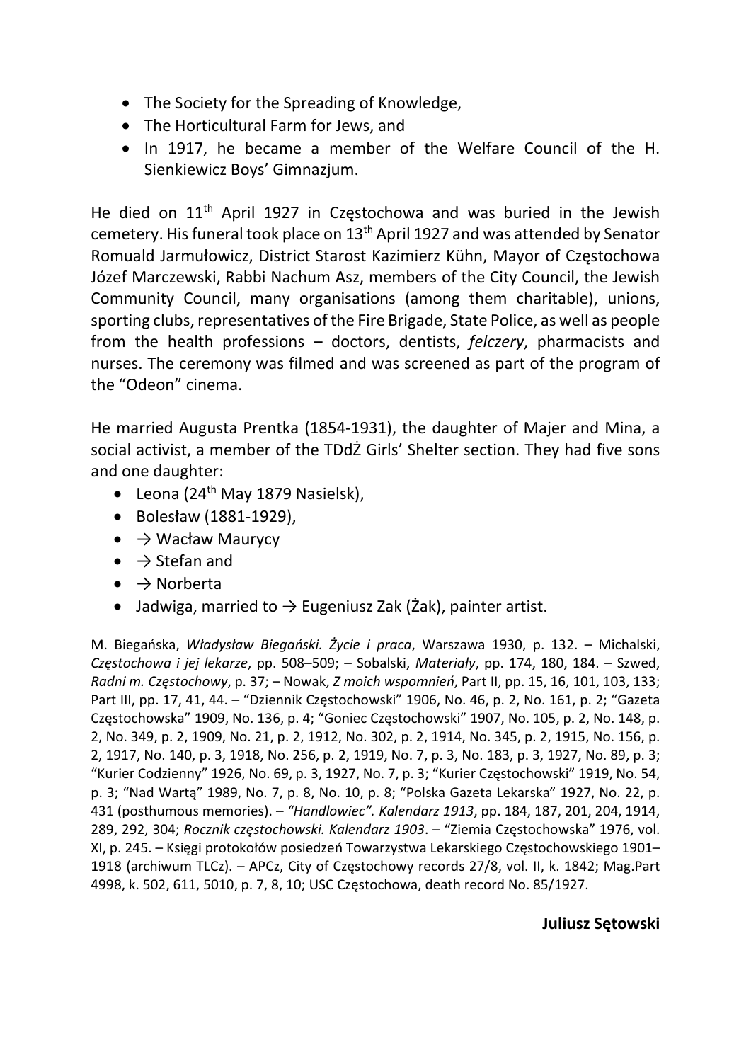- The Society for the Spreading of Knowledge,
- The Horticultural Farm for Jews, and
- In 1917, he became a member of the Welfare Council of the H. Sienkiewicz Boys' Gimnazjum.

He died on 11th April 1927 in Częstochowa and was buried in the Jewish cemetery. His funeral took place on 13th April 1927 and was attended by Senator Romuald Jarmułowicz, District Starost Kazimierz Kühn, Mayor of Częstochowa Józef Marczewski, Rabbi Nachum Asz, members of the City Council, the Jewish Community Council, many organisations (among them charitable), unions, sporting clubs, representatives of the Fire Brigade, State Police, as well as people from the health professions – doctors, dentists, *felczery*, pharmacists and nurses. The ceremony was filmed and was screened as part of the program of the "Odeon" cinema.

He married Augusta Prentka (1854-1931), the daughter of Majer and Mina, a social activist, a member of the TDdŻ Girls' Shelter section. They had five sons and one daughter:

- Leona (24th May 1879 Nasielsk),
- Bolesław (1881-1929),
- → Wacław Maurycy
- → Stefan and
- → Norberta
- Jadwiga, married to → Eugeniusz Zak (Żak), painter artist.

M. Biegańska, *Władysław Biegański. Życie i praca*, Warszawa 1930, p. 132. – Michalski, *Częstochowa i jej lekarze*, pp. 508–509; – Sobalski, *Materiały*, pp. 174, 180, 184. – Szwed, *Radni m. Częstochowy*, p. 37; – Nowak, *Z moich wspomnień*, Part II, pp. 15, 16, 101, 103, 133; Part III, pp. 17, 41, 44. – "Dziennik Częstochowski" 1906, No. 46, p. 2, No. 161, p. 2; "Gazeta Częstochowska" 1909, No. 136, p. 4; "Goniec Częstochowski" 1907, No. 105, p. 2, No. 148, p. 2, No. 349, p. 2, 1909, No. 21, p. 2, 1912, No. 302, p. 2, 1914, No. 345, p. 2, 1915, No. 156, p. 2, 1917, No. 140, p. 3, 1918, No. 256, p. 2, 1919, No. 7, p. 3, No. 183, p. 3, 1927, No. 89, p. 3; "Kurier Codzienny" 1926, No. 69, p. 3, 1927, No. 7, p. 3; "Kurier Częstochowski" 1919, No. 54, p. 3; "Nad Wartą" 1989, No. 7, p. 8, No. 10, p. 8; "Polska Gazeta Lekarska" 1927, No. 22, p. 431 (posthumous memories). – *"Handlowiec". Kalendarz 1913*, pp. 184, 187, 201, 204, 1914, 289, 292, 304; *Rocznik częstochowski. Kalendarz 1903*. – "Ziemia Częstochowska" 1976, vol. XI, p. 245. – Księgi protokołów posiedzeń Towarzystwa Lekarskiego Częstochowskiego 1901–1918 (archiwum TLCz). – APCz, City of Częstochowy records 27/8, vol. II, k. 1842; Mag.Part 4998, k. 502, 611, 5010, p. 7, 8, 10; USC Częstochowa, death record No. 85/1927.

**Juliusz Sętowski**